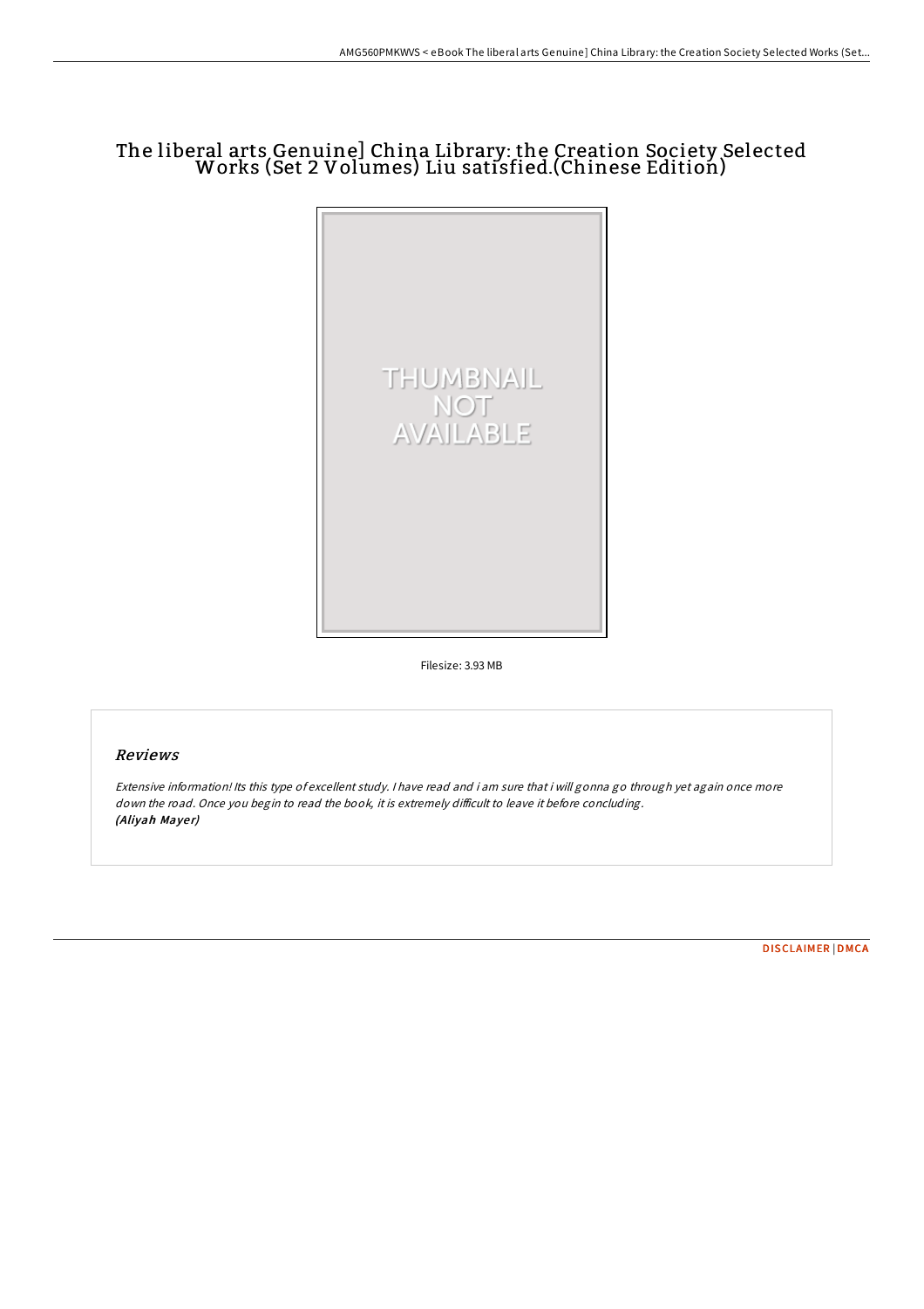# The liberal arts Genuine] China Library: the Creation Society Selected Works (Set 2 Volumes) Liu satisfied.(Chinese Edition)

Filesize: 3.93 MB

## Reviews

*Extensive information! Its this type of excellent study. I have read and i am sure that i will gonna go through yet again once more down the road. Once you begin to read the book, it is extremely difficult to leave it before concluding.*
*(Aliyah Mayer)*

DISCLAIMER | DMCA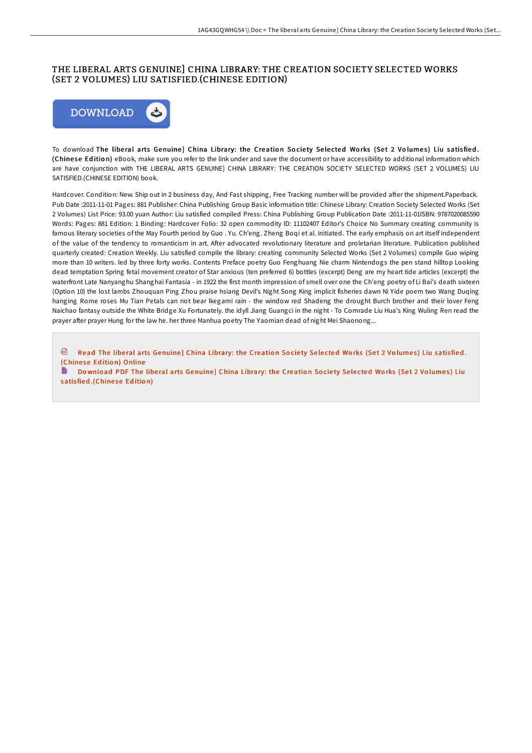# THE LIBERAL ARTS GENUINE] CHINA LIBRARY: THE CREATION SOCIETY SELECTED WORKS (SET 2 VOLUMES) LIU SATISFIED.(CHINESE EDITION)

DOWNLOAD

To download **The liberal arts Genuine] China Library: the Creation Society Selected Works (Set 2 Volumes) Liu satisfied.(Chinese Edition)** eBook, make sure you refer to the link under and save the document or have accessibility to additional information which are have conjunction with THE LIBERAL ARTS GENUINE] CHINA LIBRARY: THE CREATION SOCIETY SELECTED WORKS (SET 2 VOLUMES) LIU SATISFIED.(CHINESE EDITION) book.

Hardcover. Condition: New. Ship out in 2 business day, And Fast shipping, Free Tracking number will be provided after the shipment.Paperback. Pub Date :2011-11-01 Pages: 881 Publisher: China Publishing Group Basic information title: Chinese Library: Creation Society Selected Works (Set 2 Volumes) List Price: 93.00 yuan Author: Liu satisfied compiled Press: China Publishing Group Publication Date :2011-11-01ISBN: 9787020085590 Words: Pages: 881 Edition: 1 Binding: Hardcover Folio: 32 open commodity ID: 11102407 Editor's Choice No Summary creating community is famous literary societies of the May Fourth period by Guo . Yu. Ch'eng. Zheng Boqi et al. initiated. The early emphasis on art itself independent of the value of the tendency to romanticism in art. After advocated revolutionary literature and proletarian literature. Publication published quarterly created: Creation Weekly. Liu satisfied compile the library: creating community Selected Works (Set 2 Volumes) compile Guo wiping more than 10 writers. led by three forty works. Contents Preface poetry Guo Fenghuang Nie charm Nintendogs the pen stand hilltop Looking dead temptation Spring fetal movement creator of Star anxious (ten preferred 6) bottles (excerpt) Deng are my heart tide articles (excerpt) the waterfront Late Nanyanghu Shanghai Fantasia - in 1922 the first month impression of smell over one the Ch'eng poetry of Li Bai's death sixteen (Option 10) the lost lambs Zhouquan Ping Zhou praise hsiang Devil's Night Song King implicit fisheries dawn Ni Yide poem two Wang Duqing hanging Rome roses Mu Tian Petals can not bear Ikegami rain - the window red Shadeng the drought Burch brother and their lover Feng Naichao fantasy outside the White Bridge Xu Fortunately. the idyll Jiang Guangci in the night - To Comrade Liu Hua's King Wuling Ren read the prayer after prayer Hung for the law he. her three Manhua poetry The Yaomian dead of night Mei Shaonong...

Read The liberal arts Genuine] China Library: the Creation Society Selected Works (Set 2 Volumes) Liu satisfied.(Chinese Edition) Online

Download PDF The liberal arts Genuine] China Library: the Creation Society Selected Works (Set 2 Volumes) Liu satisfied.(Chinese Edition)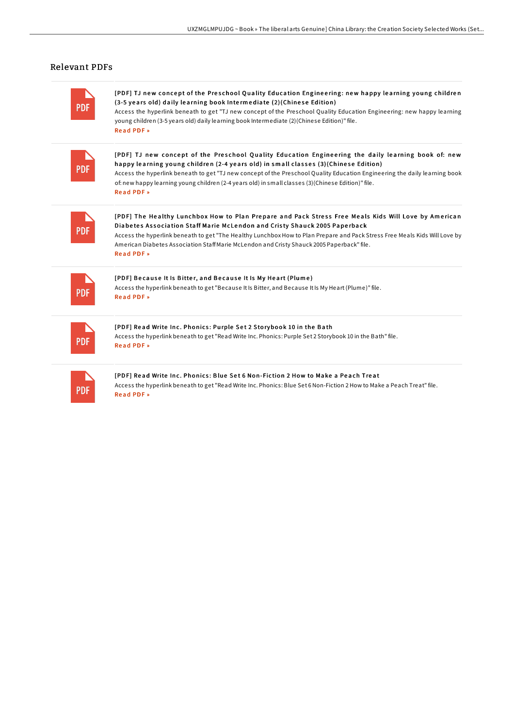## Relevant PDFs

[PDF] TJ new concept of the Preschool Quality Education Engineering: new happy learning young children (3-5 years old) daily learning book Intermediate (2)(Chinese Edition)
Access the hyperlink beneath to get "TJ new concept of the Preschool Quality Education Engineering: new happy learning young children (3-5 years old) daily learning book Intermediate (2)(Chinese Edition)" file.
Read PDF »

[PDF] TJ new concept of the Preschool Quality Education Engineering the daily learning book of: new happy learning young children (2-4 years old) in small classes (3)(Chinese Edition)
Access the hyperlink beneath to get "TJ new concept of the Preschool Quality Education Engineering the daily learning book of: new happy learning young children (2-4 years old) in small classes (3)(Chinese Edition)" file.
Read PDF »

[PDF] The Healthy Lunchbox How to Plan Prepare and Pack Stress Free Meals Kids Will Love by American Diabetes Association Staff Marie McLendon and Cristy Shauck 2005 Paperback
Access the hyperlink beneath to get "The Healthy Lunchbox How to Plan Prepare and Pack Stress Free Meals Kids Will Love by American Diabetes Association Staff Marie McLendon and Cristy Shauck 2005 Paperback" file.
Read PDF »

[PDF] Because It Is Bitter, and Because It Is My Heart (Plume)
Access the hyperlink beneath to get "Because It Is Bitter, and Because It Is My Heart (Plume)" file.
Read PDF »

[PDF] Read Write Inc. Phonics: Purple Set 2 Storybook 10 in the Bath
Access the hyperlink beneath to get "Read Write Inc. Phonics: Purple Set 2 Storybook 10 in the Bath" file.
Read PDF »

[PDF] Read Write Inc. Phonics: Blue Set 6 Non-Fiction 2 How to Make a Peach Treat
Access the hyperlink beneath to get "Read Write Inc. Phonics: Blue Set 6 Non-Fiction 2 How to Make a Peach Treat" file.
Read PDF »